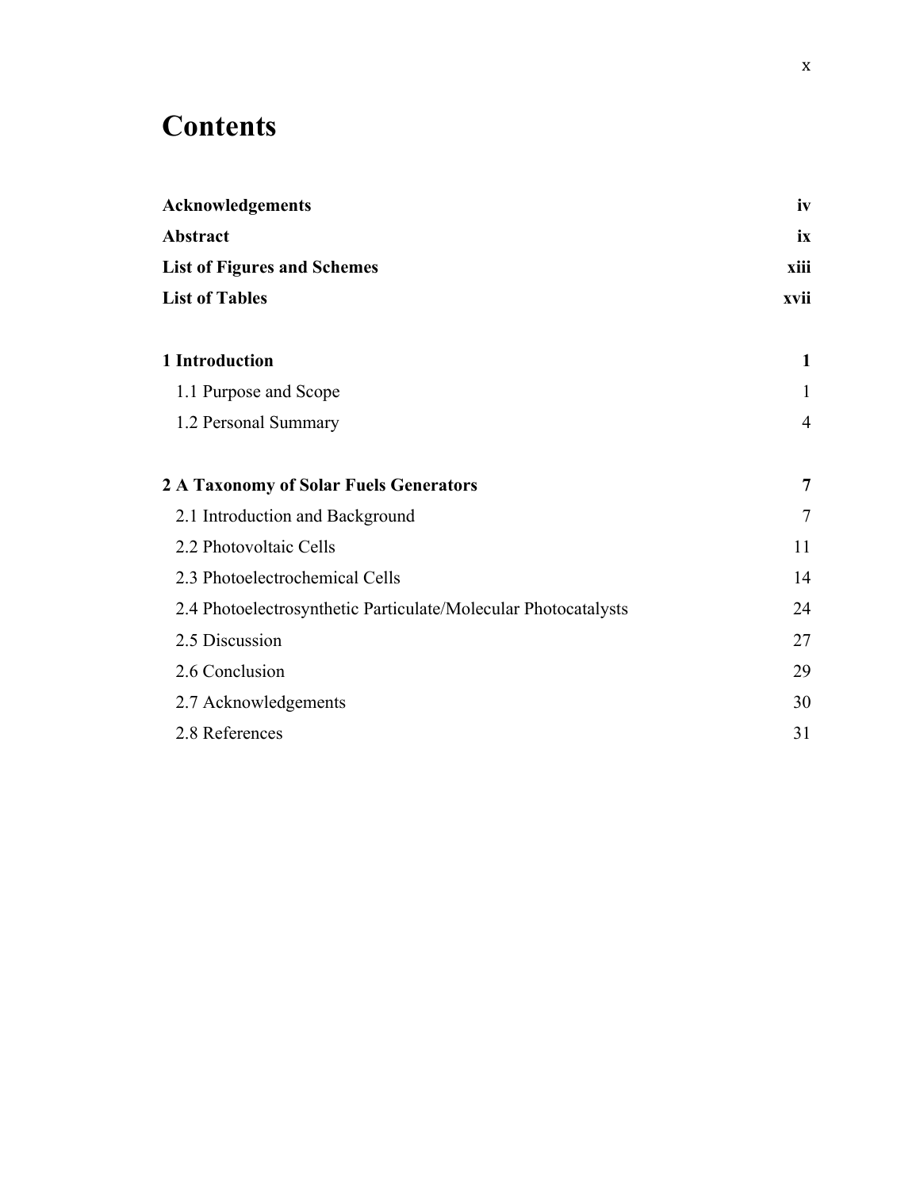# Contents

| | |
|---|---|
| **Acknowledgements** | **iv** |
| **Abstract** | **ix** |
| **List of Figures and Schemes** | **xiii** |
| **List of Tables** | **xvii** |
| | |
| **1 Introduction** | **1** |
| 1.1 Purpose and Scope | 1 |
| 1.2 Personal Summary | 4 |
| | |
| **2 A Taxonomy of Solar Fuels Generators** | **7** |
| 2.1 Introduction and Background | 7 |
| 2.2 Photovoltaic Cells | 11 |
| 2.3 Photoelectrochemical Cells | 14 |
| 2.4 Photoelectrosynthetic Particulate/Molecular Photocatalysts | 24 |
| 2.5 Discussion | 27 |
| 2.6 Conclusion | 29 |
| 2.7 Acknowledgements | 30 |
| 2.8 References | 31 |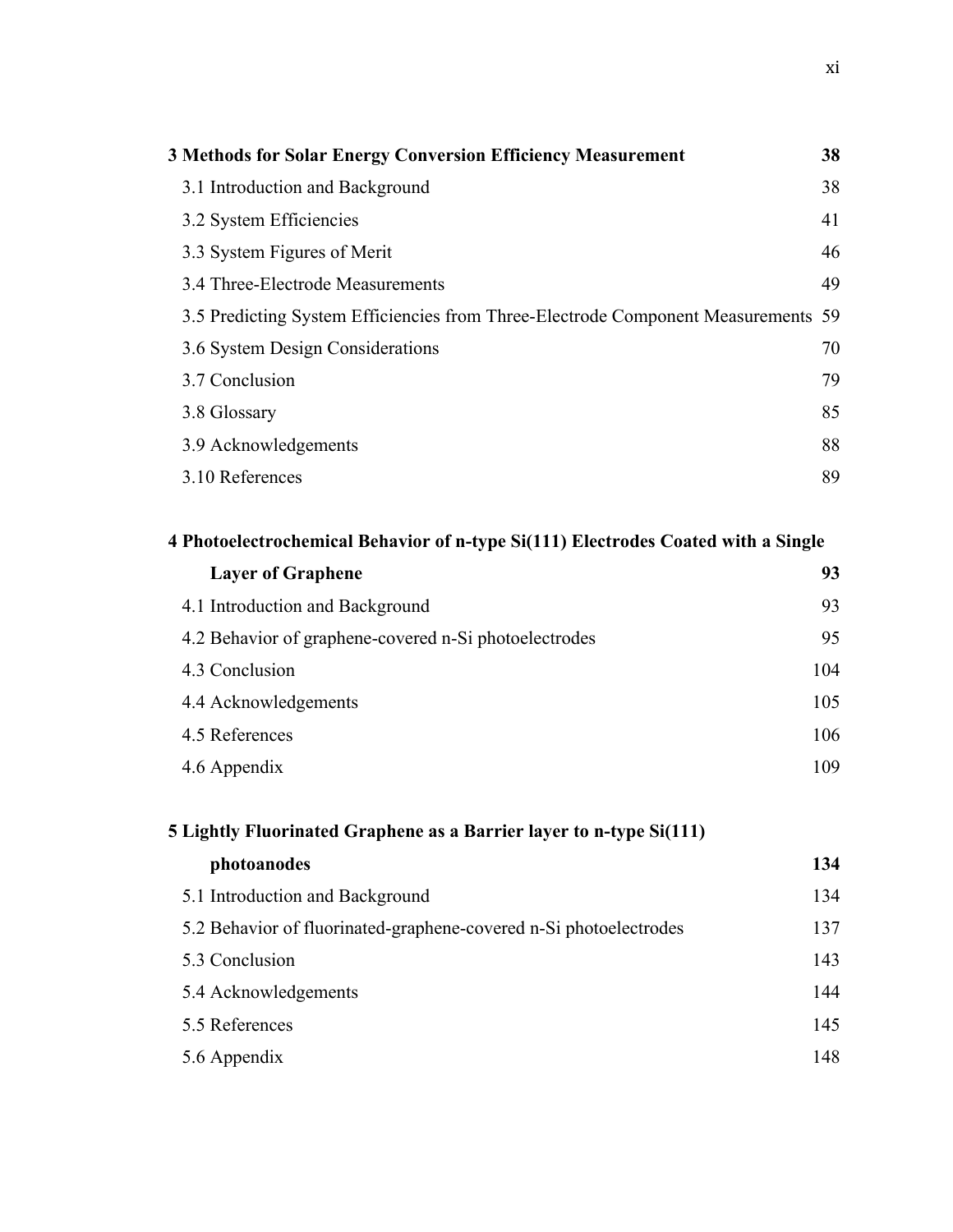| | |
|---|---|
| **3 Methods for Solar Energy Conversion Efficiency Measurement** | **38** |
| 3.1 Introduction and Background | 38 |
| 3.2 System Efficiencies | 41 |
| 3.3 System Figures of Merit | 46 |
| 3.4 Three-Electrode Measurements | 49 |
| 3.5 Predicting System Efficiencies from Three-Electrode Component Measurements | 59 |
| 3.6 System Design Considerations | 70 |
| 3.7 Conclusion | 79 |
| 3.8 Glossary | 85 |
| 3.9 Acknowledgements | 88 |
| 3.10 References | 89 |
| **4 Photoelectrochemical Behavior of n-type Si(111) Electrodes Coated with a Single Layer of Graphene** | **93** |
| 4.1 Introduction and Background | 93 |
| 4.2 Behavior of graphene-covered n-Si photoelectrodes | 95 |
| 4.3 Conclusion | 104 |
| 4.4 Acknowledgements | 105 |
| 4.5 References | 106 |
| 4.6 Appendix | 109 |
| **5 Lightly Fluorinated Graphene as a Barrier layer to n-type Si(111) photoanodes** | **134** |
| 5.1 Introduction and Background | 134 |
| 5.2 Behavior of fluorinated-graphene-covered n-Si photoelectrodes | 137 |
| 5.3 Conclusion | 143 |
| 5.4 Acknowledgements | 144 |
| 5.5 References | 145 |
| 5.6 Appendix | 148 |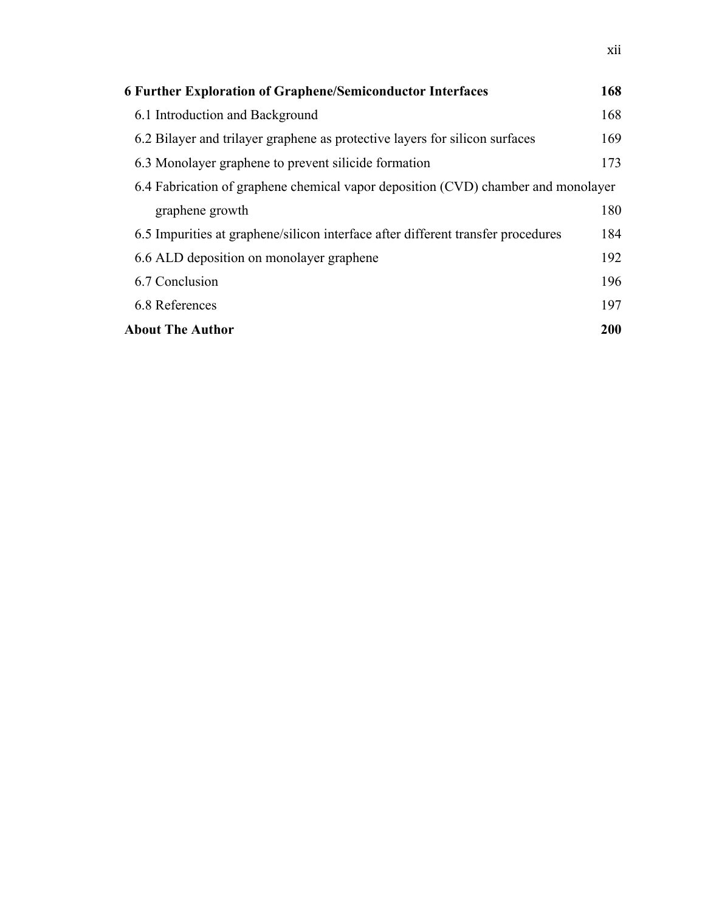**6 Further Exploration of Graphene/Semiconductor Interfaces** **168**

6.1 Introduction and Background 168

6.2 Bilayer and trilayer graphene as protective layers for silicon surfaces 169

6.3 Monolayer graphene to prevent silicide formation 173

6.4 Fabrication of graphene chemical vapor deposition (CVD) chamber and monolayer graphene growth 180

6.5 Impurities at graphene/silicon interface after different transfer procedures 184

6.6 ALD deposition on monolayer graphene 192

6.7 Conclusion 196

6.8 References 197

**About The Author** **200**